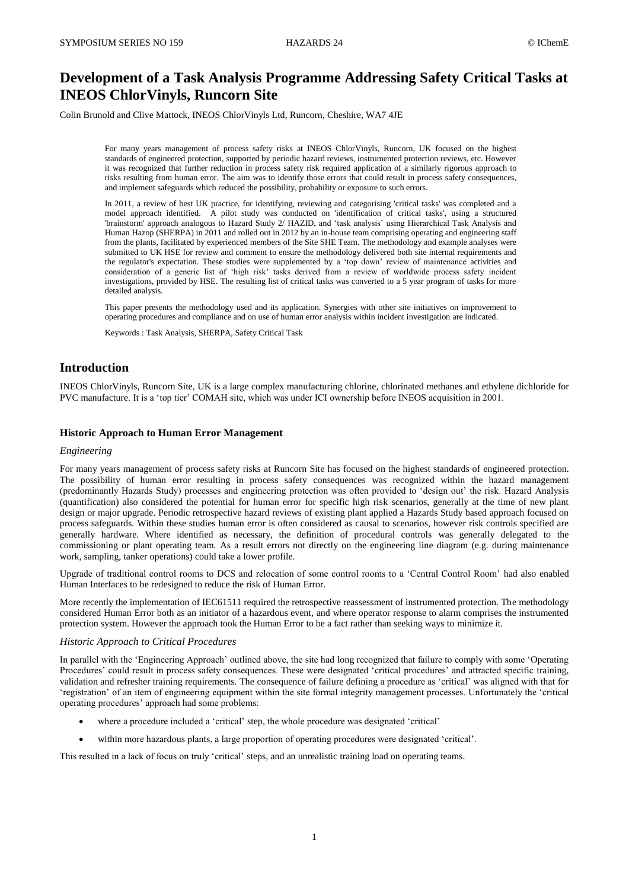# Development of a Task Analysis Programme Addressing Safety Critical Tasks at INEOS ChlorVinyls, Runcorn Site

Colin Brunold and Clive Mattock, INEOS ChlorVinyls Ltd, Runcorn, Cheshire, WA7 4JE

For many years management of process safety risks at INEOS ChlorVinyls, Runcorn, UK focused on the highest standards of engineered protection, supported by periodic hazard reviews, instrumented protection reviews, etc. However it was recognized that further reduction in process safety risk required application of a similarly rigorous approach to risks resulting from human error. The aim was to identify those errors that could result in process safety consequences, and implement safeguards which reduced the possibility, probability or exposure to such errors.

In 2011, a review of best UK practice, for identifying, reviewing and categorising 'critical tasks' was completed and a model approach identified. A pilot study was conducted on 'identification of critical tasks', using a structured 'brainstorm' approach analogous to Hazard Study 2/ HAZID, and 'task analysis' using Hierarchical Task Analysis and Human Hazop (SHERPA) in 2011 and rolled out in 2012 by an in-house team comprising operating and engineering staff from the plants, facilitated by experienced members of the Site SHE Team. The methodology and example analyses were submitted to UK HSE for review and comment to ensure the methodology delivered both site internal requirements and the regulator's expectation. These studies were supplemented by a 'top down' review of maintenance activities and consideration of a generic list of 'high risk' tasks derived from a review of worldwide process safety incident investigations, provided by HSE. The resulting list of critical tasks was converted to a 5 year program of tasks for more detailed analysis.

This paper presents the methodology used and its application. Synergies with other site initiatives on improvement to operating procedures and compliance and on use of human error analysis within incident investigation are indicated.

Keywords : Task Analysis, SHERPA, Safety Critical Task

## Introduction

INEOS ChlorVinyls, Runcorn Site, UK is a large complex manufacturing chlorine, chlorinated methanes and ethylene dichloride for PVC manufacture. It is a 'top tier' COMAH site, which was under ICI ownership before INEOS acquisition in 2001.

### Historic Approach to Human Error Management

#### *Engineering*

For many years management of process safety risks at Runcorn Site has focused on the highest standards of engineered protection. The possibility of human error resulting in process safety consequences was recognized within the hazard management (predominantly Hazards Study) processes and engineering protection was often provided to 'design out' the risk. Hazard Analysis (quantification) also considered the potential for human error for specific high risk scenarios, generally at the time of new plant design or major upgrade. Periodic retrospective hazard reviews of existing plant applied a Hazards Study based approach focused on process safeguards. Within these studies human error is often considered as causal to scenarios, however risk controls specified are generally hardware. Where identified as necessary, the definition of procedural controls was generally delegated to the commissioning or plant operating team. As a result errors not directly on the engineering line diagram (e.g. during maintenance work, sampling, tanker operations) could take a lower profile.

Upgrade of traditional control rooms to DCS and relocation of some control rooms to a 'Central Control Room' had also enabled Human Interfaces to be redesigned to reduce the risk of Human Error.

More recently the implementation of IEC61511 required the retrospective reassessment of instrumented protection. The methodology considered Human Error both as an initiator of a hazardous event, and where operator response to alarm comprises the instrumented protection system. However the approach took the Human Error to be a fact rather than seeking ways to minimize it.

#### *Historic Approach to Critical Procedures*

In parallel with the 'Engineering Approach' outlined above, the site had long recognized that failure to comply with some 'Operating Procedures' could result in process safety consequences. These were designated 'critical procedures' and attracted specific training, validation and refresher training requirements. The consequence of failure defining a procedure as 'critical' was aligned with that for 'registration' of an item of engineering equipment within the site formal integrity management processes. Unfortunately the 'critical operating procedures' approach had some problems:

- where a procedure included a 'critical' step, the whole procedure was designated 'critical'
- within more hazardous plants, a large proportion of operating procedures were designated 'critical'.

This resulted in a lack of focus on truly 'critical' steps, and an unrealistic training load on operating teams.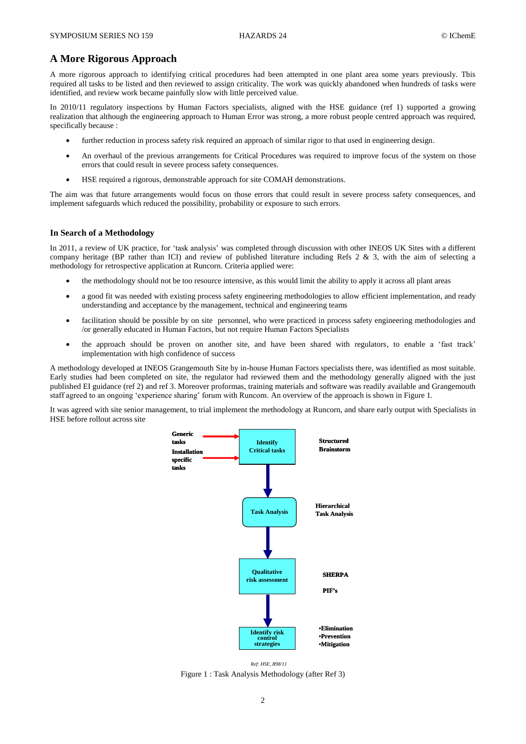## A More Rigorous Approach

A more rigorous approach to identifying critical procedures had been attempted in one plant area some years previously. This required all tasks to be listed and then reviewed to assign criticality. The work was quickly abandoned when hundreds of tasks were identified, and review work became painfully slow with little perceived value.

In 2010/11 regulatory inspections by Human Factors specialists, aligned with the HSE guidance (ref 1) supported a growing realization that although the engineering approach to Human Error was strong, a more robust people centred approach was required, specifically because :

- further reduction in process safety risk required an approach of similar rigor to that used in engineering design.
- An overhaul of the previous arrangements for Critical Procedures was required to improve focus of the system on those errors that could result in severe process safety consequences.
- HSE required a rigorous, demonstrable approach for site COMAH demonstrations.

The aim was that future arrangements would focus on those errors that could result in severe process safety consequences, and implement safeguards which reduced the possibility, probability or exposure to such errors.

### In Search of a Methodology

In 2011, a review of UK practice, for 'task analysis' was completed through discussion with other INEOS UK Sites with a different company heritage (BP rather than ICI) and review of published literature including Refs 2 & 3, with the aim of selecting a methodology for retrospective application at Runcorn. Criteria applied were:

- the methodology should not be too resource intensive, as this would limit the ability to apply it across all plant areas
- a good fit was needed with existing process safety engineering methodologies to allow efficient implementation, and ready understanding and acceptance by the management, technical and engineering teams
- facilitation should be possible by on site personnel, who were practiced in process safety engineering methodologies and /or generally educated in Human Factors, but not require Human Factors Specialists
- the approach should be proven on another site, and have been shared with regulators, to enable a 'fast track' implementation with high confidence of success

A methodology developed at INEOS Grangemouth Site by in-house Human Factors specialists there, was identified as most suitable. Early studies had been completed on site, the regulator had reviewed them and the methodology generally aligned with the just published EI guidance (ref 2) and ref 3. Moreover proformas, training materials and software was readily available and Grangemouth staff agreed to an ongoing 'experience sharing' forum with Runcorn. An overview of the approach is shown in Figure 1.

It was agreed with site senior management, to trial implement the methodology at Runcorn, and share early output with Specialists in HSE before rollout across site

Generic tasks → Identify Critical tasks (Structured Brainstorm)
Installation specific tasks → Identify Critical tasks

Identify Critical tasks → Task Analysis (Hierarchical Task Analysis)

Task Analysis → Qualitative risk assessment (SHERPA, PIF's)

Qualitative risk assessment → Identify risk control strategies (•Elimination •Prevention •Mitigation)

*Ref: HSE, R98/11*

Figure 1 : Task Analysis Methodology (after Ref 3)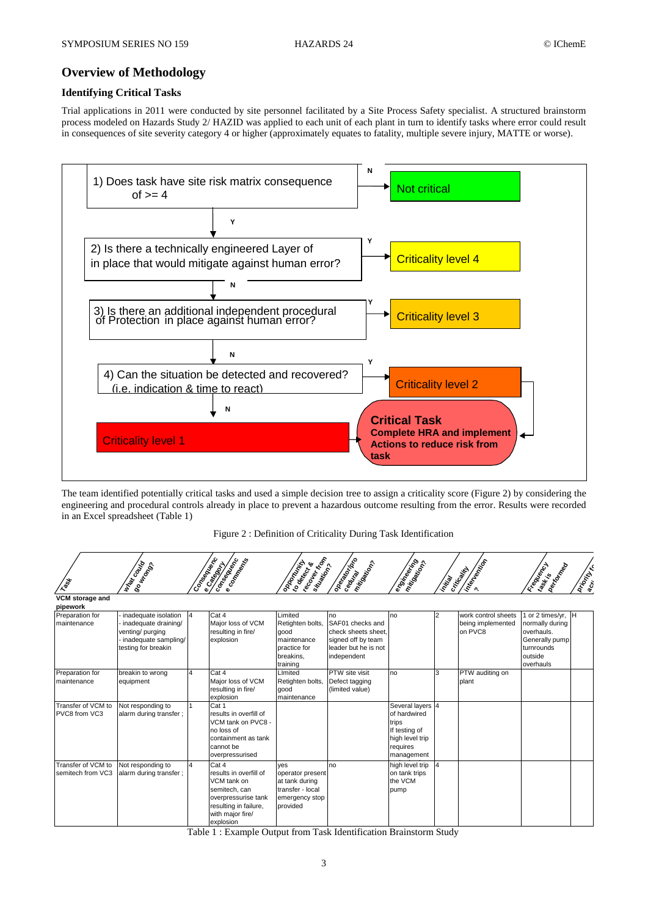## Overview of Methodology

### Identifying Critical Tasks

Trial applications in 2011 were conducted by site personnel facilitated by a Site Process Safety specialist. A structured brainstorm process modeled on Hazards Study 2/ HAZID was applied to each unit of each plant in turn to identify tasks where error could result in consequences of site severity category 4 or higher (approximately equates to fatality, multiple severe injury, MATTE or worse).

1) Does task have site risk matrix consequence of >= 4 — N → Not critical; Y ↓

2) Is there a technically engineered Layer of in place that would mitigate against human error? — Y → Criticality level 4; N ↓

3) Is there an additional independent procedural of Protection in place against human error? — Y → Criticality level 3; N ↓

4) Can the situation be detected and recovered? (i.e. indication & time to react) — Y → Criticality level 2; N → Criticality level 1

Criticality level 1 and Criticality level 2 → **Critical Task — Complete HRA and implement Actions to reduce risk from task**

The team identified potentially critical tasks and used a simple decision tree to assign a criticality score (Figure 2) by considering the engineering and procedural controls already in place to prevent a hazardous outcome resulting from the error. Results were recorded in an Excel spreadsheet (Table 1)

Figure 2 : Definition of Criticality During Task Identification

| Task | what could go wrong? | Consequence Category | consequence comments | opportunity to detect & recover from situation? | operator/procedural mitigation? | engineering mitigation? | initial criticality | intervention ? | Frequency task is performed | priority f... |
|---|---|---|---|---|---|---|---|---|---|---|
| **VCM storage and pipework** | | | | | | | | | | |
| Preparation for maintenance | - inadequate isolation<br>- inadequate draining/ venting/ purging<br>- inadequate sampling/ testing for breakin | 4 | Cat 4<br>Major loss of VCM resulting in fire/ explosion | Limited<br>Retighten bolts, good maintenance practice for breakins, training | no<br>SAF01 checks and check sheets sheet, signed off by team leader but he is not independent | no | 2 | work control sheets being implemented on PVC8 | 1 or 2 times/yr, normally during overhauls. Generally pump turnrounds outside overhauls | H |
| Preparation for maintenance | breakin to wrong equipment | 4 | Cat 4<br>Major loss of VCM resulting in fire/ explosion | LImited<br>Retighten bolts, good maintenance | PTW site visit<br>Defect tagging (limited value) | no | 3 | PTW auditing on plant | | |
| Transfer of VCM to PVC8 from VC3 | Not responding to alarm during transfer ; | 1 | Cat 1<br>results in overfill of VCM tank on PVC8 - no loss of containment as tank cannot be overpressurised | | | Several layers of hardwired trips<br>If testing of high level trip requires management | 4 | | | |
| Transfer of VCM to semitech from VC3 | Not responding to alarm during transfer ; | 4 | Cat 4<br>results in overfill of VCM tank on semitech, can overpressurise tank resulting in failure, with major fire/ explosion | yes<br>operator present at tank during transfer - local emergency stop provided | no | high level trip on tank trips the VCM pump | 4 | | | |

Table 1 : Example Output from Task Identification Brainstorm Study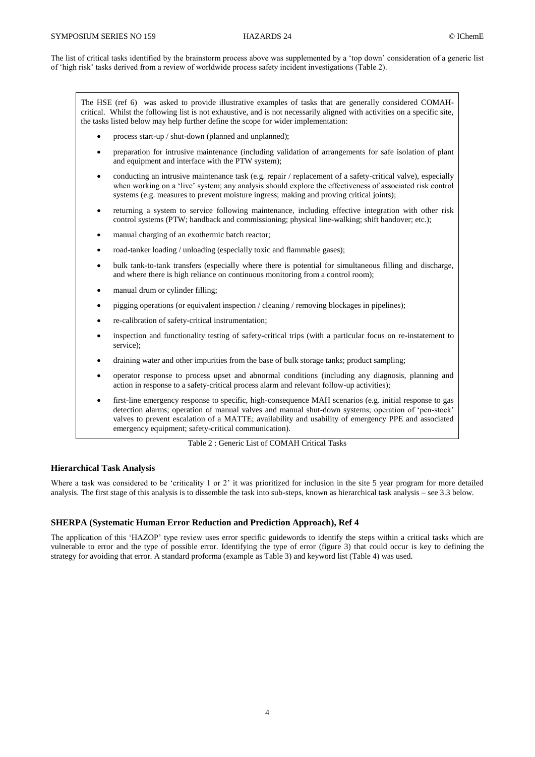The list of critical tasks identified by the brainstorm process above was supplemented by a 'top down' consideration of a generic list of 'high risk' tasks derived from a review of worldwide process safety incident investigations (Table 2).

The HSE (ref 6) was asked to provide illustrative examples of tasks that are generally considered COMAH-critical. Whilst the following list is not exhaustive, and is not necessarily aligned with activities on a specific site, the tasks listed below may help further define the scope for wider implementation:

- process start-up / shut-down (planned and unplanned);
- preparation for intrusive maintenance (including validation of arrangements for safe isolation of plant and equipment and interface with the PTW system);
- conducting an intrusive maintenance task (e.g. repair / replacement of a safety-critical valve), especially when working on a 'live' system; any analysis should explore the effectiveness of associated risk control systems (e.g. measures to prevent moisture ingress; making and proving critical joints);
- returning a system to service following maintenance, including effective integration with other risk control systems (PTW; handback and commissioning; physical line-walking; shift handover; etc.);
- manual charging of an exothermic batch reactor;
- road-tanker loading / unloading (especially toxic and flammable gases);
- bulk tank-to-tank transfers (especially where there is potential for simultaneous filling and discharge, and where there is high reliance on continuous monitoring from a control room);
- manual drum or cylinder filling;
- pigging operations (or equivalent inspection / cleaning / removing blockages in pipelines);
- re-calibration of safety-critical instrumentation;
- inspection and functionality testing of safety-critical trips (with a particular focus on re-instatement to service);
- draining water and other impurities from the base of bulk storage tanks; product sampling;
- operator response to process upset and abnormal conditions (including any diagnosis, planning and action in response to a safety-critical process alarm and relevant follow-up activities);
- first-line emergency response to specific, high-consequence MAH scenarios (e.g. initial response to gas detection alarms; operation of manual valves and manual shut-down systems; operation of 'pen-stock' valves to prevent escalation of a MATTE; availability and usability of emergency PPE and associated emergency equipment; safety-critical communication).

Table 2 : Generic List of COMAH Critical Tasks

### Hierarchical Task Analysis

Where a task was considered to be 'criticality 1 or 2' it was prioritized for inclusion in the site 5 year program for more detailed analysis. The first stage of this analysis is to dissemble the task into sub-steps, known as hierarchical task analysis – see 3.3 below.

### SHERPA (Systematic Human Error Reduction and Prediction Approach), Ref 4

The application of this 'HAZOP' type review uses error specific guidewords to identify the steps within a critical tasks which are vulnerable to error and the type of possible error. Identifying the type of error (figure 3) that could occur is key to defining the strategy for avoiding that error. A standard proforma (example as Table 3) and keyword list (Table 4) was used.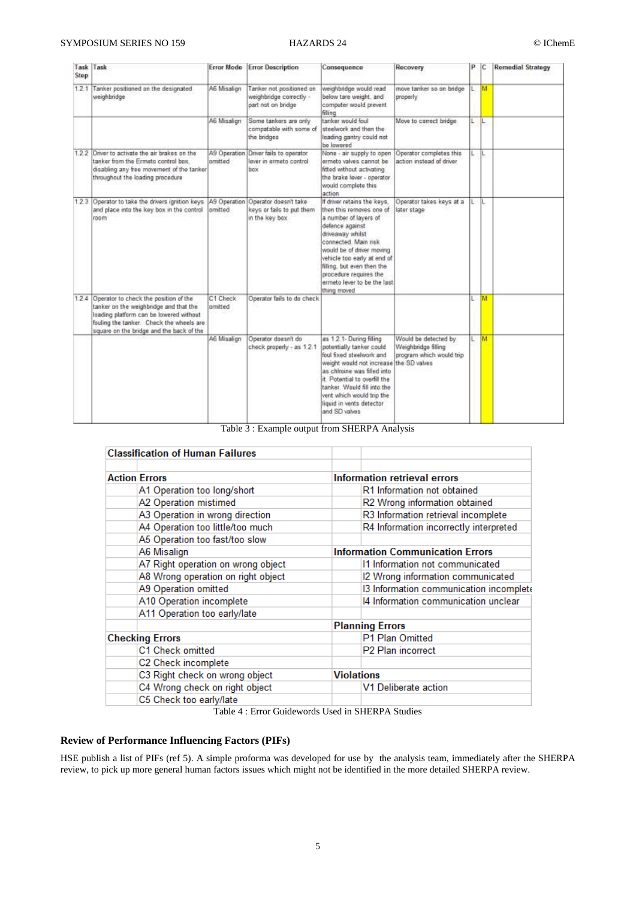| Task Step | Task | Error Mode | Error Description | Consequence | Recovery | P | C | Remedial Strategy |
|---|---|---|---|---|---|---|---|---|
| 1.2.1 | Tanker positioned on the designated weighbridge | A6 Misalign | Tanker not positioned on weighbridge correctly - part not on bridge | weighbridge would read below tare weight, and computer would prevent filling | move tanker so on bridge properly | L | M | |
| | | A6 Misalign | Some tankers are only compatable with some of the bridges | tanker would foul steelwork and then the loading gantry could not be lowered | Move to correct bridge | L | L | |
| 1.2.2 | Driver to activate the air brakes on the tanker from the Ermeto control box, disabling any free movement of the tanker throughout the loading procedure | A9 Operation omitted | Driver fails to operator lever in ermeto control box | None - air supply to open ermeto valves cannot be fitted without activating the brake lever - operator would complete this action | Operator completes this action instead of driver | L | L | |
| 1.2.3 | Operator to take the drivers ignition keys and place into the key box in the control room | A9 Operation omitted | Operator doesn't take keys or fails to put them in the key box | If driver retains the keys, then this removes one of a number of layers of defence against driveaway whilst connected. Main risk would be of driver moving vehicle too early at end of filling, but even then the procedure requires the ermeto lever to be the last thing moved | Operator takes keys at a later stage | L | L | |
| 1.2.4 | Operator to check the position of the tanker on the weighbridge and that the loading platform can be lowered without fouling the tanker. Check the wheels are square on the bridge and the back of the | C1 Check omitted | Operator fails to do check | | | L | M | |
| | | A6 Misalign | Operator doesn't do check properly - as 1.2.1 | as 1.2.1- During filling potentially tanker could foul fixed steelwork and weight would not increase as chlroine was filled into it. Potential to overfill the tanker. Would fill into the vent which would trip the liquid in vents detector and SD valves | Would be detected by Weighbridge filling program which would trip the SD valves | L | M | |

Table 3 : Example output from SHERPA Analysis

| Classification of Human Failures | | | |
|---|---|---|---|
| | | | |
| **Action Errors** | | **Information retrieval errors** | |
| | A1 Operation too long/short | | R1 Information not obtained |
| | A2 Operation mistimed | | R2 Wrong information obtained |
| | A3 Operation in wrong direction | | R3 Information retrieval incomplete |
| | A4 Operation too little/too much | | R4 Information incorrectly interpreted |
| | A5 Operation too fast/too slow | | |
| | A6 Misalign | **Information Communication Errors** | |
| | A7 Right operation on wrong object | | I1 Information not communicated |
| | A8 Wrong operation on right object | | I2 Wrong information communicated |
| | A9 Operation omitted | | I3 Information communication incomplete |
| | A10 Operation incomplete | | I4 Information communication unclear |
| | A11 Operation too early/late | | |
| | | **Planning Errors** | |
| **Checking Errors** | | | P1 Plan Omitted |
| | C1 Check omitted | | P2 Plan incorrect |
| | C2 Check incomplete | | |
| | C3 Right check on wrong object | **Violations** | |
| | C4 Wrong check on right object | | V1 Deliberate action |
| | C5 Check too early/late | | |

Table 4 : Error Guidewords Used in SHERPA Studies

## Review of Performance Influencing Factors (PIFs)

HSE publish a list of PIFs (ref 5). A simple proforma was developed for use by the analysis team, immediately after the SHERPA review, to pick up more general human factors issues which might not be identified in the more detailed SHERPA review.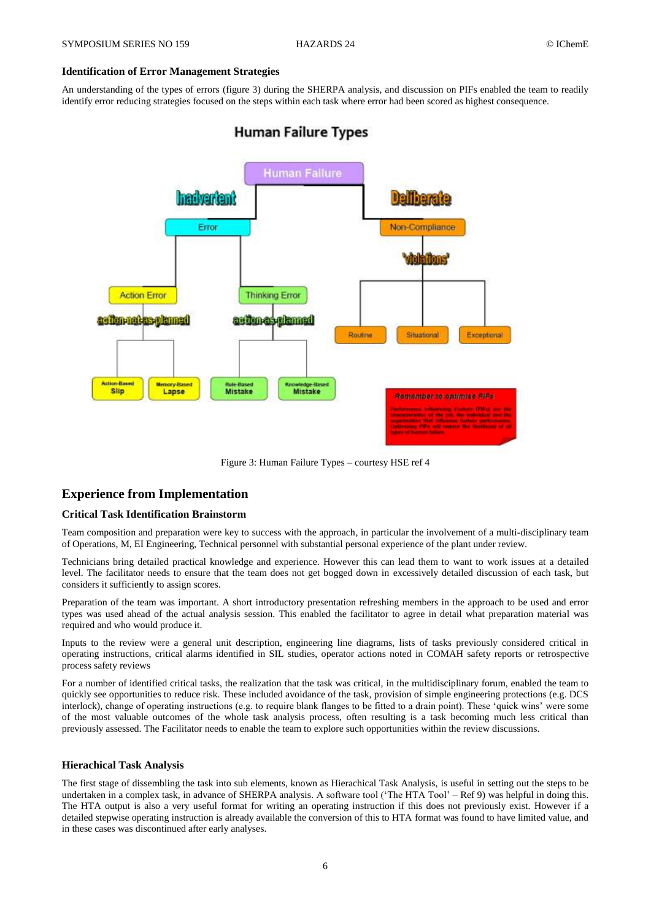### Identification of Error Management Strategies

An understanding of the types of errors (figure 3) during the SHERPA analysis, and discussion on PIFs enabled the team to readily identify error reducing strategies focused on the steps within each task where error had been scored as highest consequence.

Figure 3: Human Failure Types – courtesy HSE ref 4

## Experience from Implementation

### Critical Task Identification Brainstorm

Team composition and preparation were key to success with the approach, in particular the involvement of a multi-disciplinary team of Operations, M, EI Engineering, Technical personnel with substantial personal experience of the plant under review.

Technicians bring detailed practical knowledge and experience. However this can lead them to want to work issues at a detailed level. The facilitator needs to ensure that the team does not get bogged down in excessively detailed discussion of each task, but considers it sufficiently to assign scores.

Preparation of the team was important. A short introductory presentation refreshing members in the approach to be used and error types was used ahead of the actual analysis session. This enabled the facilitator to agree in detail what preparation material was required and who would produce it.

Inputs to the review were a general unit description, engineering line diagrams, lists of tasks previously considered critical in operating instructions, critical alarms identified in SIL studies, operator actions noted in COMAH safety reports or retrospective process safety reviews

For a number of identified critical tasks, the realization that the task was critical, in the multidisciplinary forum, enabled the team to quickly see opportunities to reduce risk. These included avoidance of the task, provision of simple engineering protections (e.g. DCS interlock), change of operating instructions (e.g. to require blank flanges to be fitted to a drain point). These 'quick wins' were some of the most valuable outcomes of the whole task analysis process, often resulting is a task becoming much less critical than previously assessed. The Facilitator needs to enable the team to explore such opportunities within the review discussions.

### Hierachical Task Analysis

The first stage of dissembling the task into sub elements, known as Hierachical Task Analysis, is useful in setting out the steps to be undertaken in a complex task, in advance of SHERPA analysis. A software tool ('The HTA Tool' – Ref 9) was helpful in doing this. The HTA output is also a very useful format for writing an operating instruction if this does not previously exist. However if a detailed stepwise operating instruction is already available the conversion of this to HTA format was found to have limited value, and in these cases was discontinued after early analyses.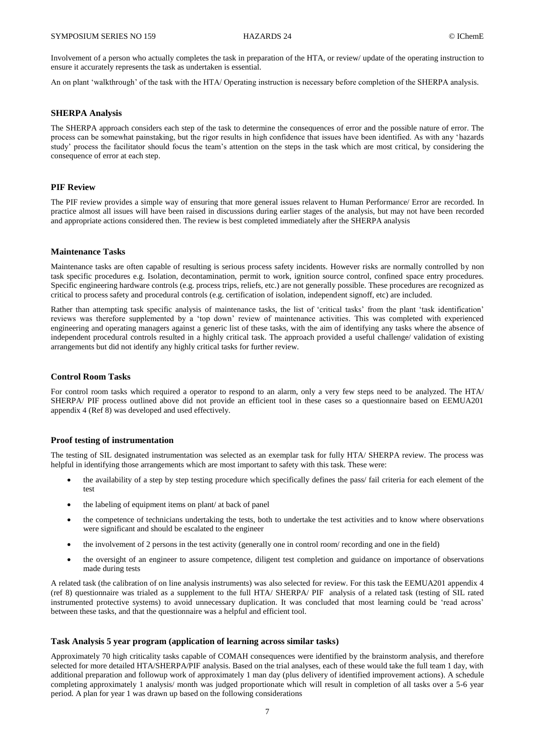Involvement of a person who actually completes the task in preparation of the HTA, or review/ update of the operating instruction to ensure it accurately represents the task as undertaken is essential.

An on plant 'walkthrough' of the task with the HTA/ Operating instruction is necessary before completion of the SHERPA analysis.

### SHERPA Analysis

The SHERPA approach considers each step of the task to determine the consequences of error and the possible nature of error. The process can be somewhat painstaking, but the rigor results in high confidence that issues have been identified. As with any 'hazards study' process the facilitator should focus the team's attention on the steps in the task which are most critical, by considering the consequence of error at each step.

### PIF Review

The PIF review provides a simple way of ensuring that more general issues relavent to Human Performance/ Error are recorded. In practice almost all issues will have been raised in discussions during earlier stages of the analysis, but may not have been recorded and appropriate actions considered then. The review is best completed immediately after the SHERPA analysis

### Maintenance Tasks

Maintenance tasks are often capable of resulting is serious process safety incidents. However risks are normally controlled by non task specific procedures e.g. Isolation, decontamination, permit to work, ignition source control, confined space entry procedures. Specific engineering hardware controls (e.g. process trips, reliefs, etc.) are not generally possible. These procedures are recognized as critical to process safety and procedural controls (e.g. certification of isolation, independent signoff, etc) are included.

Rather than attempting task specific analysis of maintenance tasks, the list of 'critical tasks' from the plant 'task identification' reviews was therefore supplemented by a 'top down' review of maintenance activities. This was completed with experienced engineering and operating managers against a generic list of these tasks, with the aim of identifying any tasks where the absence of independent procedural controls resulted in a highly critical task. The approach provided a useful challenge/ validation of existing arrangements but did not identify any highly critical tasks for further review.

### Control Room Tasks

For control room tasks which required a operator to respond to an alarm, only a very few steps need to be analyzed. The HTA/ SHERPA/ PIF process outlined above did not provide an efficient tool in these cases so a questionnaire based on EEMUA201 appendix 4 (Ref 8) was developed and used effectively.

### Proof testing of instrumentation

The testing of SIL designated instrumentation was selected as an exemplar task for fully HTA/ SHERPA review. The process was helpful in identifying those arrangements which are most important to safety with this task. These were:

- the availability of a step by step testing procedure which specifically defines the pass/ fail criteria for each element of the test
- the labeling of equipment items on plant/ at back of panel
- the competence of technicians undertaking the tests, both to undertake the test activities and to know where observations were significant and should be escalated to the engineer
- the involvement of 2 persons in the test activity (generally one in control room/ recording and one in the field)
- the oversight of an engineer to assure competence, diligent test completion and guidance on importance of observations made during tests

A related task (the calibration of on line analysis instruments) was also selected for review. For this task the EEMUA201 appendix 4 (ref 8) questionnaire was trialed as a supplement to the full HTA/ SHERPA/ PIF analysis of a related task (testing of SIL rated instrumented protective systems) to avoid unnecessary duplication. It was concluded that most learning could be 'read across' between these tasks, and that the questionnaire was a helpful and efficient tool.

### Task Analysis 5 year program (application of learning across similar tasks)

Approximately 70 high criticality tasks capable of COMAH consequences were identified by the brainstorm analysis, and therefore selected for more detailed HTA/SHERPA/PIF analysis. Based on the trial analyses, each of these would take the full team 1 day, with additional preparation and followup work of approximately 1 man day (plus delivery of identified improvement actions). A schedule completing approximately 1 analysis/ month was judged proportionate which will result in completion of all tasks over a 5-6 year period. A plan for year 1 was drawn up based on the following considerations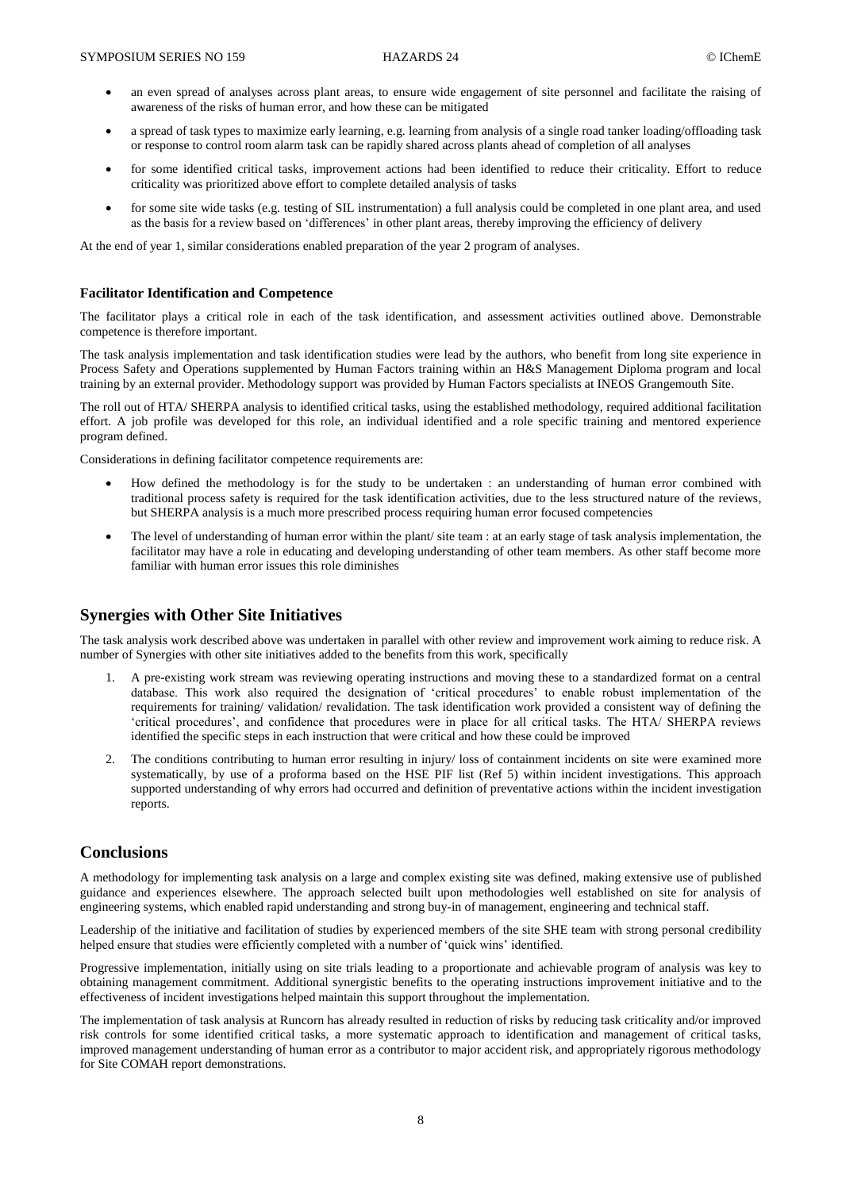- an even spread of analyses across plant areas, to ensure wide engagement of site personnel and facilitate the raising of awareness of the risks of human error, and how these can be mitigated
- a spread of task types to maximize early learning, e.g. learning from analysis of a single road tanker loading/offloading task or response to control room alarm task can be rapidly shared across plants ahead of completion of all analyses
- for some identified critical tasks, improvement actions had been identified to reduce their criticality. Effort to reduce criticality was prioritized above effort to complete detailed analysis of tasks
- for some site wide tasks (e.g. testing of SIL instrumentation) a full analysis could be completed in one plant area, and used as the basis for a review based on 'differences' in other plant areas, thereby improving the efficiency of delivery

At the end of year 1, similar considerations enabled preparation of the year 2 program of analyses.

### Facilitator Identification and Competence

The facilitator plays a critical role in each of the task identification, and assessment activities outlined above. Demonstrable competence is therefore important.

The task analysis implementation and task identification studies were lead by the authors, who benefit from long site experience in Process Safety and Operations supplemented by Human Factors training within an H&S Management Diploma program and local training by an external provider. Methodology support was provided by Human Factors specialists at INEOS Grangemouth Site.

The roll out of HTA/ SHERPA analysis to identified critical tasks, using the established methodology, required additional facilitation effort. A job profile was developed for this role, an individual identified and a role specific training and mentored experience program defined.

Considerations in defining facilitator competence requirements are:

- How defined the methodology is for the study to be undertaken : an understanding of human error combined with traditional process safety is required for the task identification activities, due to the less structured nature of the reviews, but SHERPA analysis is a much more prescribed process requiring human error focused competencies
- The level of understanding of human error within the plant/ site team : at an early stage of task analysis implementation, the facilitator may have a role in educating and developing understanding of other team members. As other staff become more familiar with human error issues this role diminishes

## Synergies with Other Site Initiatives

The task analysis work described above was undertaken in parallel with other review and improvement work aiming to reduce risk. A number of Synergies with other site initiatives added to the benefits from this work, specifically

1. A pre-existing work stream was reviewing operating instructions and moving these to a standardized format on a central database. This work also required the designation of 'critical procedures' to enable robust implementation of the requirements for training/ validation/ revalidation. The task identification work provided a consistent way of defining the 'critical procedures', and confidence that procedures were in place for all critical tasks. The HTA/ SHERPA reviews identified the specific steps in each instruction that were critical and how these could be improved
2. The conditions contributing to human error resulting in injury/ loss of containment incidents on site were examined more systematically, by use of a proforma based on the HSE PIF list (Ref 5) within incident investigations. This approach supported understanding of why errors had occurred and definition of preventative actions within the incident investigation reports.

## Conclusions

A methodology for implementing task analysis on a large and complex existing site was defined, making extensive use of published guidance and experiences elsewhere. The approach selected built upon methodologies well established on site for analysis of engineering systems, which enabled rapid understanding and strong buy-in of management, engineering and technical staff.

Leadership of the initiative and facilitation of studies by experienced members of the site SHE team with strong personal credibility helped ensure that studies were efficiently completed with a number of 'quick wins' identified.

Progressive implementation, initially using on site trials leading to a proportionate and achievable program of analysis was key to obtaining management commitment. Additional synergistic benefits to the operating instructions improvement initiative and to the effectiveness of incident investigations helped maintain this support throughout the implementation.

The implementation of task analysis at Runcorn has already resulted in reduction of risks by reducing task criticality and/or improved risk controls for some identified critical tasks, a more systematic approach to identification and management of critical tasks, improved management understanding of human error as a contributor to major accident risk, and appropriately rigorous methodology for Site COMAH report demonstrations.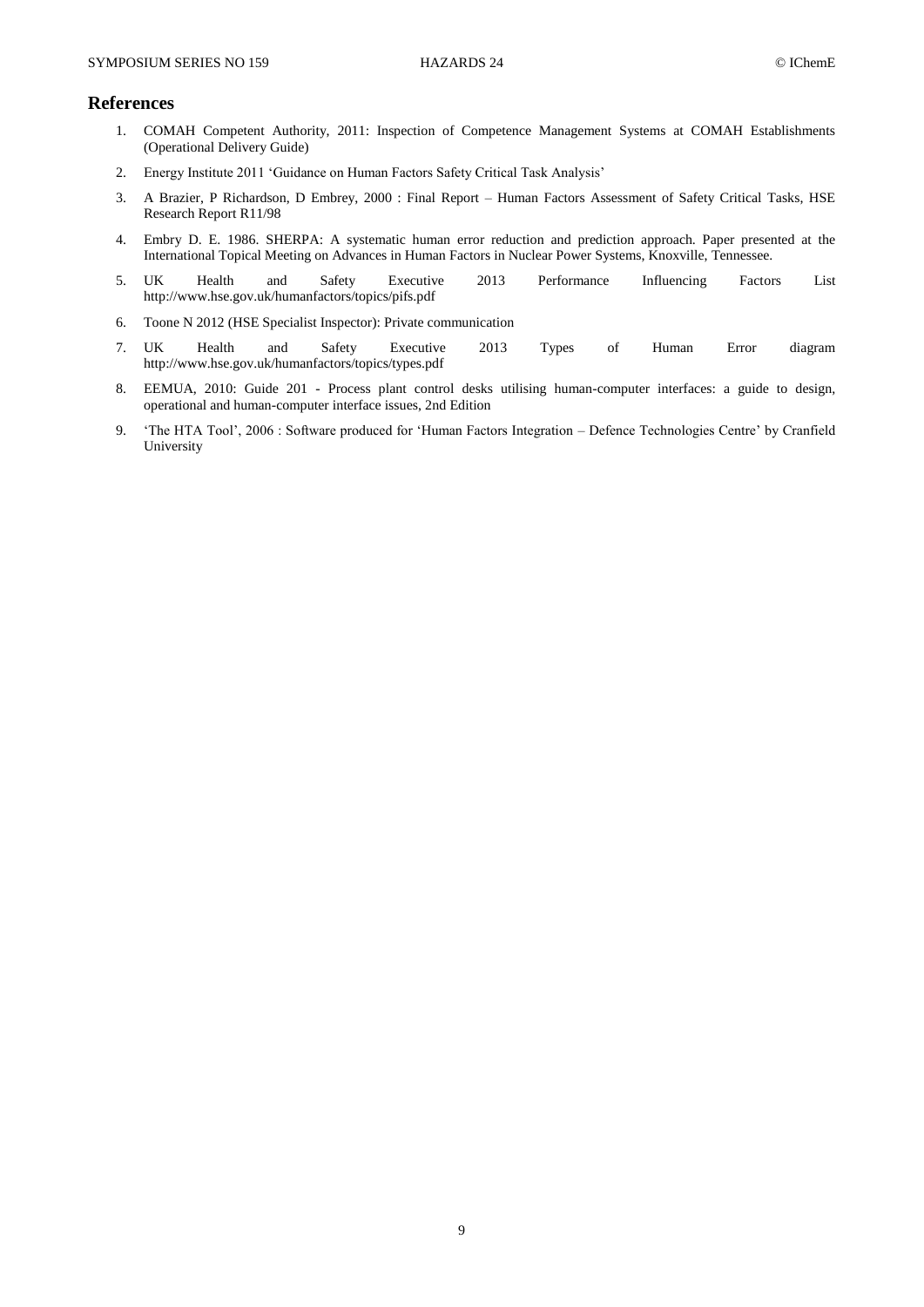## References

1. COMAH Competent Authority, 2011: Inspection of Competence Management Systems at COMAH Establishments (Operational Delivery Guide)
2. Energy Institute 2011 'Guidance on Human Factors Safety Critical Task Analysis'
3. A Brazier, P Richardson, D Embrey, 2000 : Final Report – Human Factors Assessment of Safety Critical Tasks, HSE Research Report R11/98
4. Embry D. E. 1986. SHERPA: A systematic human error reduction and prediction approach. Paper presented at the International Topical Meeting on Advances in Human Factors in Nuclear Power Systems, Knoxville, Tennessee.
5. UK Health and Safety Executive 2013 Performance Influencing Factors List http://www.hse.gov.uk/humanfactors/topics/pifs.pdf
6. Toone N 2012 (HSE Specialist Inspector): Private communication
7. UK Health and Safety Executive 2013 Types of Human Error diagram http://www.hse.gov.uk/humanfactors/topics/types.pdf
8. EEMUA, 2010: Guide 201 - Process plant control desks utilising human-computer interfaces: a guide to design, operational and human-computer interface issues, 2nd Edition
9. 'The HTA Tool', 2006 : Software produced for 'Human Factors Integration – Defence Technologies Centre' by Cranfield University